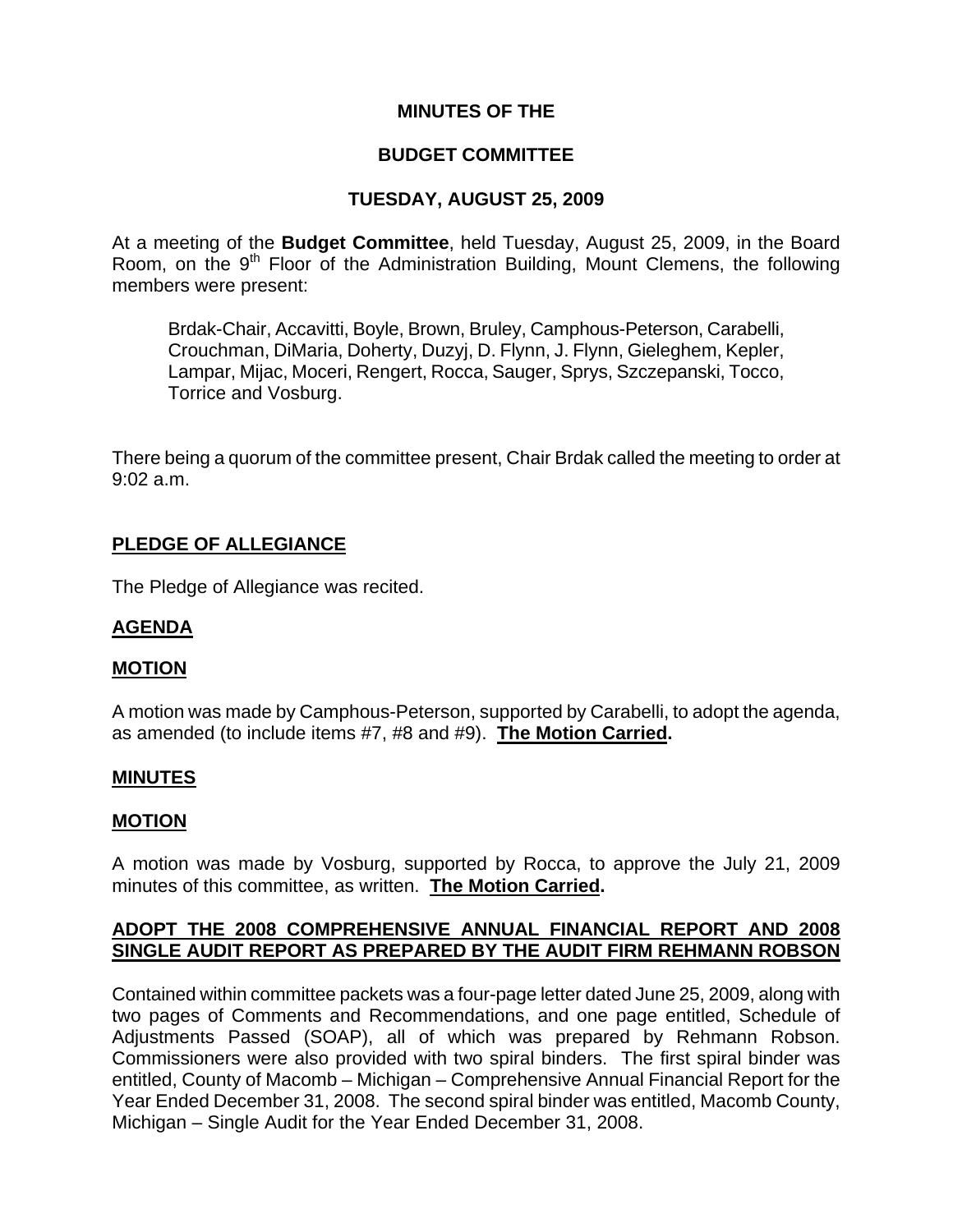**MINUTES OF THE**

**BUDGET COMMITTEE**

**TUESDAY, AUGUST 25, 2009**

At a meeting of the **Budget Committee**, held Tuesday, August 25, 2009, in the Board Room, on the 9th Floor of the Administration Building, Mount Clemens, the following members were present:

> Brdak-Chair, Accavitti, Boyle, Brown, Bruley, Camphous-Peterson, Carabelli, Crouchman, DiMaria, Doherty, Duzyj, D. Flynn, J. Flynn, Gieleghem, Kepler, Lampar, Mijac, Moceri, Rengert, Rocca, Sauger, Sprys, Szczepanski, Tocco, Torrice and Vosburg.

There being a quorum of the committee present, Chair Brdak called the meeting to order at 9:02 a.m.

## PLEDGE OF ALLEGIANCE

The Pledge of Allegiance was recited.

## AGENDA

### MOTION

A motion was made by Camphous-Peterson, supported by Carabelli, to adopt the agenda, as amended (to include items #7, #8 and #9). **The Motion Carried.**

## MINUTES

### MOTION

A motion was made by Vosburg, supported by Rocca, to approve the July 21, 2009 minutes of this committee, as written. **The Motion Carried.**

## ADOPT THE 2008 COMPREHENSIVE ANNUAL FINANCIAL REPORT AND 2008 SINGLE AUDIT REPORT AS PREPARED BY THE AUDIT FIRM REHMANN ROBSON

Contained within committee packets was a four-page letter dated June 25, 2009, along with two pages of Comments and Recommendations, and one page entitled, Schedule of Adjustments Passed (SOAP), all of which was prepared by Rehmann Robson. Commissioners were also provided with two spiral binders. The first spiral binder was entitled, County of Macomb – Michigan – Comprehensive Annual Financial Report for the Year Ended December 31, 2008. The second spiral binder was entitled, Macomb County, Michigan – Single Audit for the Year Ended December 31, 2008.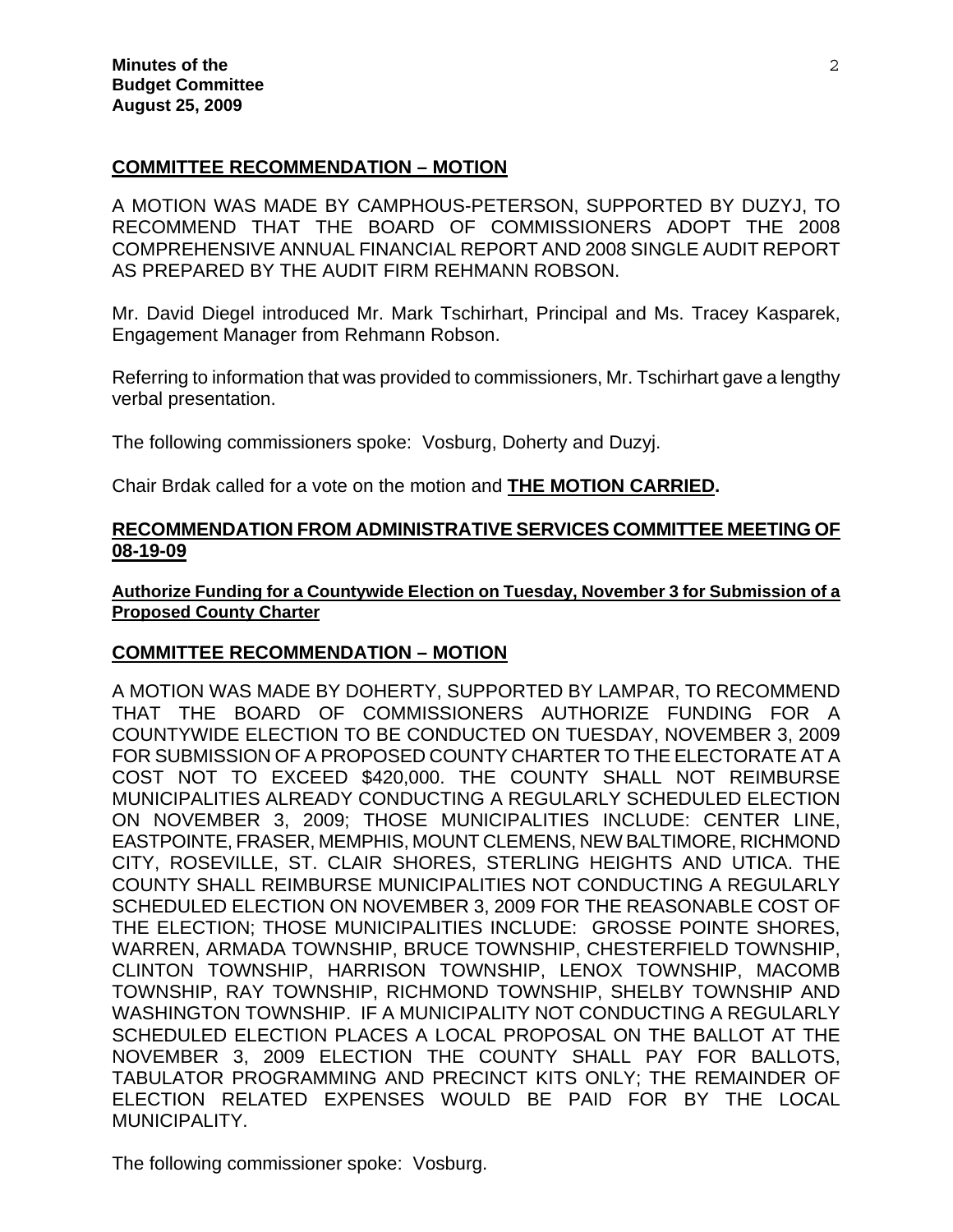## COMMITTEE RECOMMENDATION – MOTION

A MOTION WAS MADE BY CAMPHOUS-PETERSON, SUPPORTED BY DUZYJ, TO RECOMMEND THAT THE BOARD OF COMMISSIONERS ADOPT THE 2008 COMPREHENSIVE ANNUAL FINANCIAL REPORT AND 2008 SINGLE AUDIT REPORT AS PREPARED BY THE AUDIT FIRM REHMANN ROBSON.

Mr. David Diegel introduced Mr. Mark Tschirhart, Principal and Ms. Tracey Kasparek, Engagement Manager from Rehmann Robson.

Referring to information that was provided to commissioners, Mr. Tschirhart gave a lengthy verbal presentation.

The following commissioners spoke: Vosburg, Doherty and Duzyj.

Chair Brdak called for a vote on the motion and **THE MOTION CARRIED.**

## RECOMMENDATION FROM ADMINISTRATIVE SERVICES COMMITTEE MEETING OF 08-19-09

### Authorize Funding for a Countywide Election on Tuesday, November 3 for Submission of a Proposed County Charter

## COMMITTEE RECOMMENDATION – MOTION

A MOTION WAS MADE BY DOHERTY, SUPPORTED BY LAMPAR, TO RECOMMEND THAT THE BOARD OF COMMISSIONERS AUTHORIZE FUNDING FOR A COUNTYWIDE ELECTION TO BE CONDUCTED ON TUESDAY, NOVEMBER 3, 2009 FOR SUBMISSION OF A PROPOSED COUNTY CHARTER TO THE ELECTORATE AT A COST NOT TO EXCEED $420,000. THE COUNTY SHALL NOT REIMBURSE MUNICIPALITIES ALREADY CONDUCTING A REGULARLY SCHEDULED ELECTION ON NOVEMBER 3, 2009; THOSE MUNICIPALITIES INCLUDE: CENTER LINE, EASTPOINTE, FRASER, MEMPHIS, MOUNT CLEMENS, NEW BALTIMORE, RICHMOND CITY, ROSEVILLE, ST. CLAIR SHORES, STERLING HEIGHTS AND UTICA. THE COUNTY SHALL REIMBURSE MUNICIPALITIES NOT CONDUCTING A REGULARLY SCHEDULED ELECTION ON NOVEMBER 3, 2009 FOR THE REASONABLE COST OF THE ELECTION; THOSE MUNICIPALITIES INCLUDE: GROSSE POINTE SHORES, WARREN, ARMADA TOWNSHIP, BRUCE TOWNSHIP, CHESTERFIELD TOWNSHIP, CLINTON TOWNSHIP, HARRISON TOWNSHIP, LENOX TOWNSHIP, MACOMB TOWNSHIP, RAY TOWNSHIP, RICHMOND TOWNSHIP, SHELBY TOWNSHIP AND WASHINGTON TOWNSHIP. IF A MUNICIPALITY NOT CONDUCTING A REGULARLY SCHEDULED ELECTION PLACES A LOCAL PROPOSAL ON THE BALLOT AT THE NOVEMBER 3, 2009 ELECTION THE COUNTY SHALL PAY FOR BALLOTS, TABULATOR PROGRAMMING AND PRECINCT KITS ONLY; THE REMAINDER OF ELECTION RELATED EXPENSES WOULD BE PAID FOR BY THE LOCAL MUNICIPALITY.

The following commissioner spoke: Vosburg.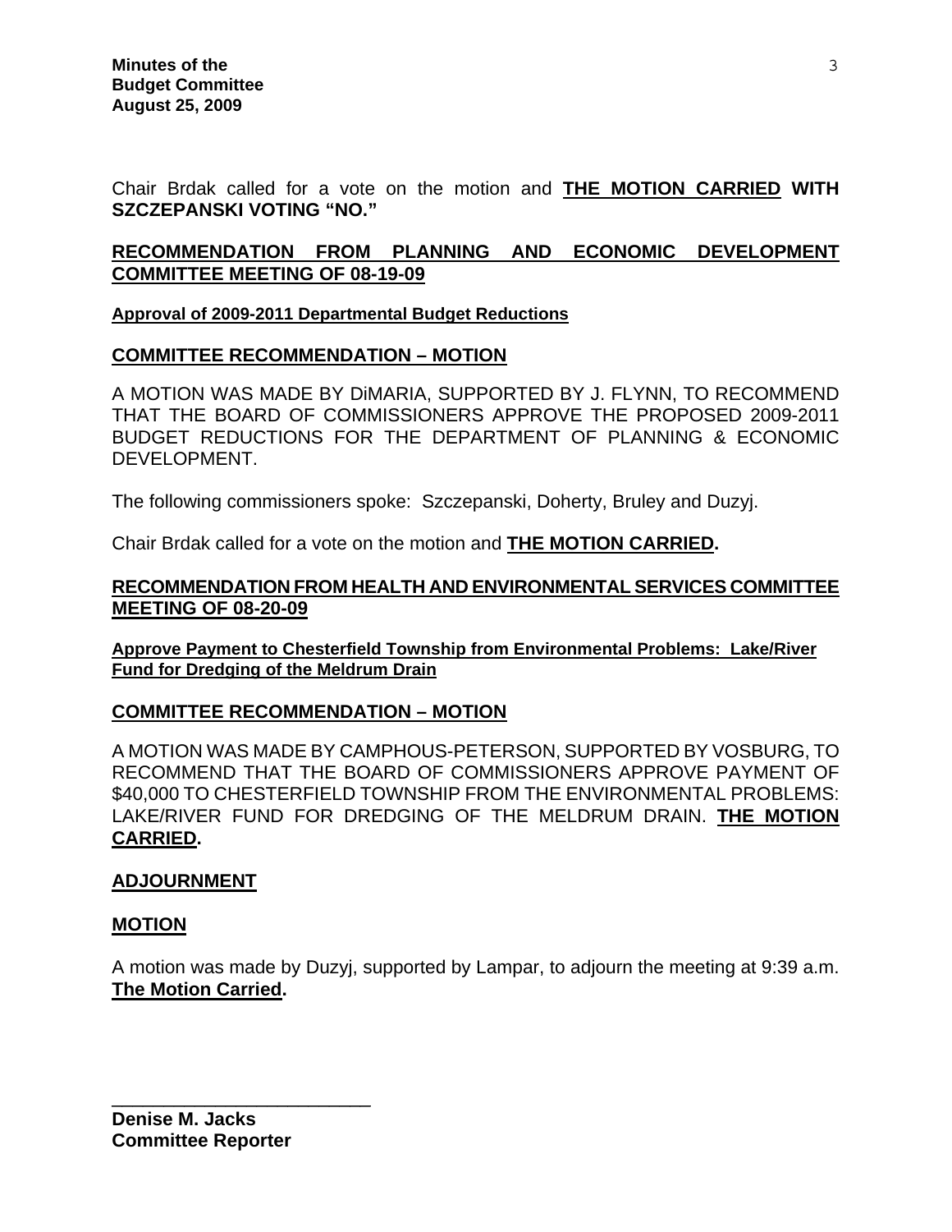Chair Brdak called for a vote on the motion and **THE MOTION CARRIED WITH SZCZEPANSKI VOTING "NO."**

## RECOMMENDATION FROM PLANNING AND ECONOMIC DEVELOPMENT COMMITTEE MEETING OF 08-19-09

**Approval of 2009-2011 Departmental Budget Reductions**

### COMMITTEE RECOMMENDATION – MOTION

A MOTION WAS MADE BY DiMARIA, SUPPORTED BY J. FLYNN, TO RECOMMEND THAT THE BOARD OF COMMISSIONERS APPROVE THE PROPOSED 2009-2011 BUDGET REDUCTIONS FOR THE DEPARTMENT OF PLANNING & ECONOMIC DEVELOPMENT.

The following commissioners spoke: Szczepanski, Doherty, Bruley and Duzyj.

Chair Brdak called for a vote on the motion and **THE MOTION CARRIED.**

## RECOMMENDATION FROM HEALTH AND ENVIRONMENTAL SERVICES COMMITTEE MEETING OF 08-20-09

**Approve Payment to Chesterfield Township from Environmental Problems: Lake/River Fund for Dredging of the Meldrum Drain**

### COMMITTEE RECOMMENDATION – MOTION

A MOTION WAS MADE BY CAMPHOUS-PETERSON, SUPPORTED BY VOSBURG, TO RECOMMEND THAT THE BOARD OF COMMISSIONERS APPROVE PAYMENT OF $40,000 TO CHESTERFIELD TOWNSHIP FROM THE ENVIRONMENTAL PROBLEMS: LAKE/RIVER FUND FOR DREDGING OF THE MELDRUM DRAIN. **THE MOTION CARRIED.**

## ADJOURNMENT

### MOTION

A motion was made by Duzyj, supported by Lampar, to adjourn the meeting at 9:39 a.m. **The Motion Carried.**

___________________________

**Denise M. Jacks**
**Committee Reporter**